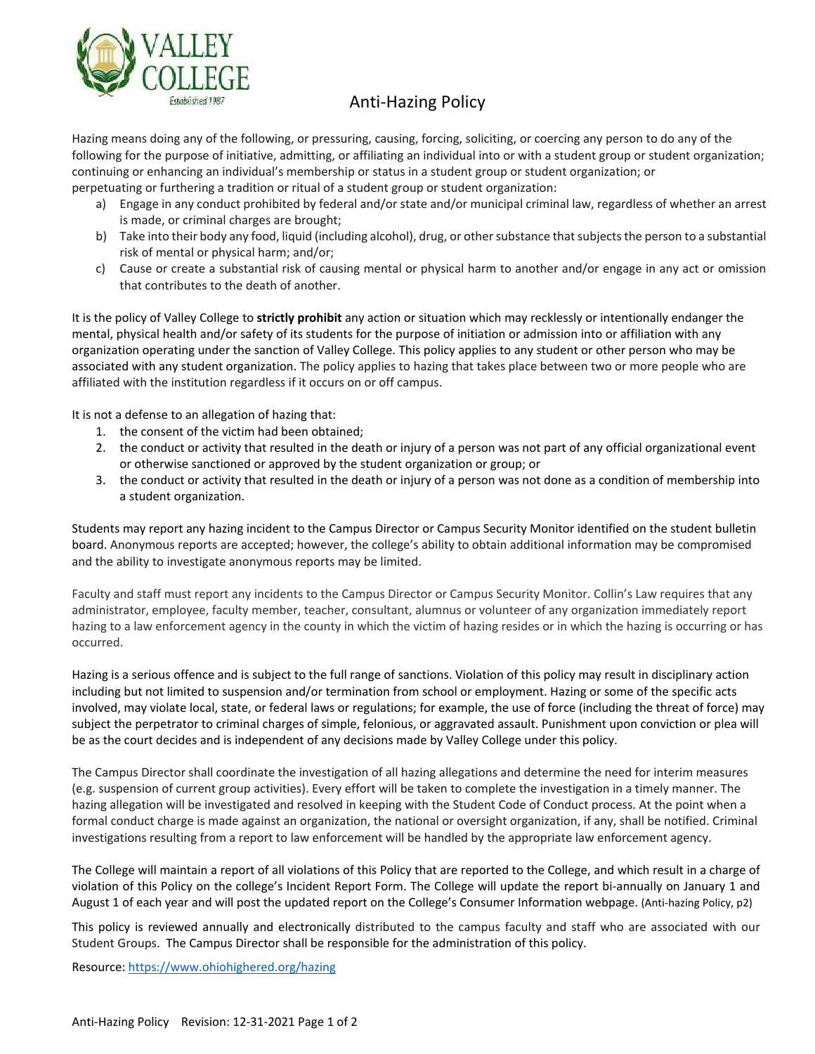# Anti-Hazing Policy

Hazing means doing any of the following, or pressuring, causing, forcing, soliciting, or coercing any person to do any of the following for the purpose of initiative, admitting, or affiliating an individual into or with a student group or student organization; continuing or enhancing an individual's membership or status in a student group or student organization; or perpetuating or furthering a tradition or ritual of a student group or student organization:

a) Engage in any conduct prohibited by federal and/or state and/or municipal criminal law, regardless of whether an arrest is made, or criminal charges are brought;
b) Take into their body any food, liquid (including alcohol), drug, or other substance that subjects the person to a substantial risk of mental or physical harm; and/or;
c) Cause or create a substantial risk of causing mental or physical harm to another and/or engage in any act or omission that contributes to the death of another.

It is the policy of Valley College to **strictly prohibit** any action or situation which may recklessly or intentionally endanger the mental, physical health and/or safety of its students for the purpose of initiation or admission into or affiliation with any organization operating under the sanction of Valley College. This policy applies to any student or other person who may be associated with any student organization. The policy applies to hazing that takes place between two or more people who are affiliated with the institution regardless if it occurs on or off campus.

It is not a defense to an allegation of hazing that:

1. the consent of the victim had been obtained;
2. the conduct or activity that resulted in the death or injury of a person was not part of any official organizational event or otherwise sanctioned or approved by the student organization or group; or
3. the conduct or activity that resulted in the death or injury of a person was not done as a condition of membership into a student organization.

Students may report any hazing incident to the Campus Director or Campus Security Monitor identified on the student bulletin board. Anonymous reports are accepted; however, the college's ability to obtain additional information may be compromised and the ability to investigate anonymous reports may be limited.

Faculty and staff must report any incidents to the Campus Director or Campus Security Monitor. Collin's Law requires that any administrator, employee, faculty member, teacher, consultant, alumnus or volunteer of any organization immediately report hazing to a law enforcement agency in the county in which the victim of hazing resides or in which the hazing is occurring or has occurred.

Hazing is a serious offence and is subject to the full range of sanctions. Violation of this policy may result in disciplinary action including but not limited to suspension and/or termination from school or employment. Hazing or some of the specific acts involved, may violate local, state, or federal laws or regulations; for example, the use of force (including the threat of force) may subject the perpetrator to criminal charges of simple, felonious, or aggravated assault. Punishment upon conviction or plea will be as the court decides and is independent of any decisions made by Valley College under this policy.

The Campus Director shall coordinate the investigation of all hazing allegations and determine the need for interim measures (e.g. suspension of current group activities). Every effort will be taken to complete the investigation in a timely manner. The hazing allegation will be investigated and resolved in keeping with the Student Code of Conduct process. At the point when a formal conduct charge is made against an organization, the national or oversight organization, if any, shall be notified. Criminal investigations resulting from a report to law enforcement will be handled by the appropriate law enforcement agency.

The College will maintain a report of all violations of this Policy that are reported to the College, and which result in a charge of violation of this Policy on the college's Incident Report Form. The College will update the report bi-annually on January 1 and August 1 of each year and will post the updated report on the College's Consumer Information webpage. (Anti-hazing Policy, p2)

This policy is reviewed annually and electronically distributed to the campus faculty and staff who are associated with our Student Groups. The Campus Director shall be responsible for the administration of this policy.

Resource: https://www.ohiohighered.org/hazing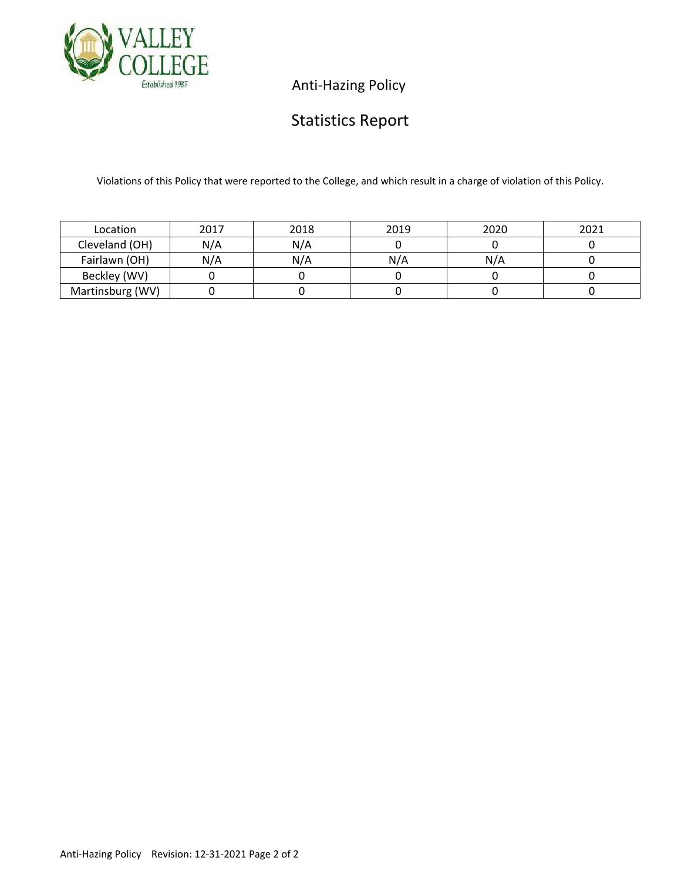# Anti-Hazing Policy

## Statistics Report

Violations of this Policy that were reported to the College, and which result in a charge of violation of this Policy.

| Location | 2017 | 2018 | 2019 | 2020 | 2021 |
| --- | --- | --- | --- | --- | --- |
| Cleveland (OH) | N/A | N/A | 0 | 0 | 0 |
| Fairlawn (OH) | N/A | N/A | N/A | N/A | 0 |
| Beckley (WV) | 0 | 0 | 0 | 0 | 0 |
| Martinsburg (WV) | 0 | 0 | 0 | 0 | 0 |